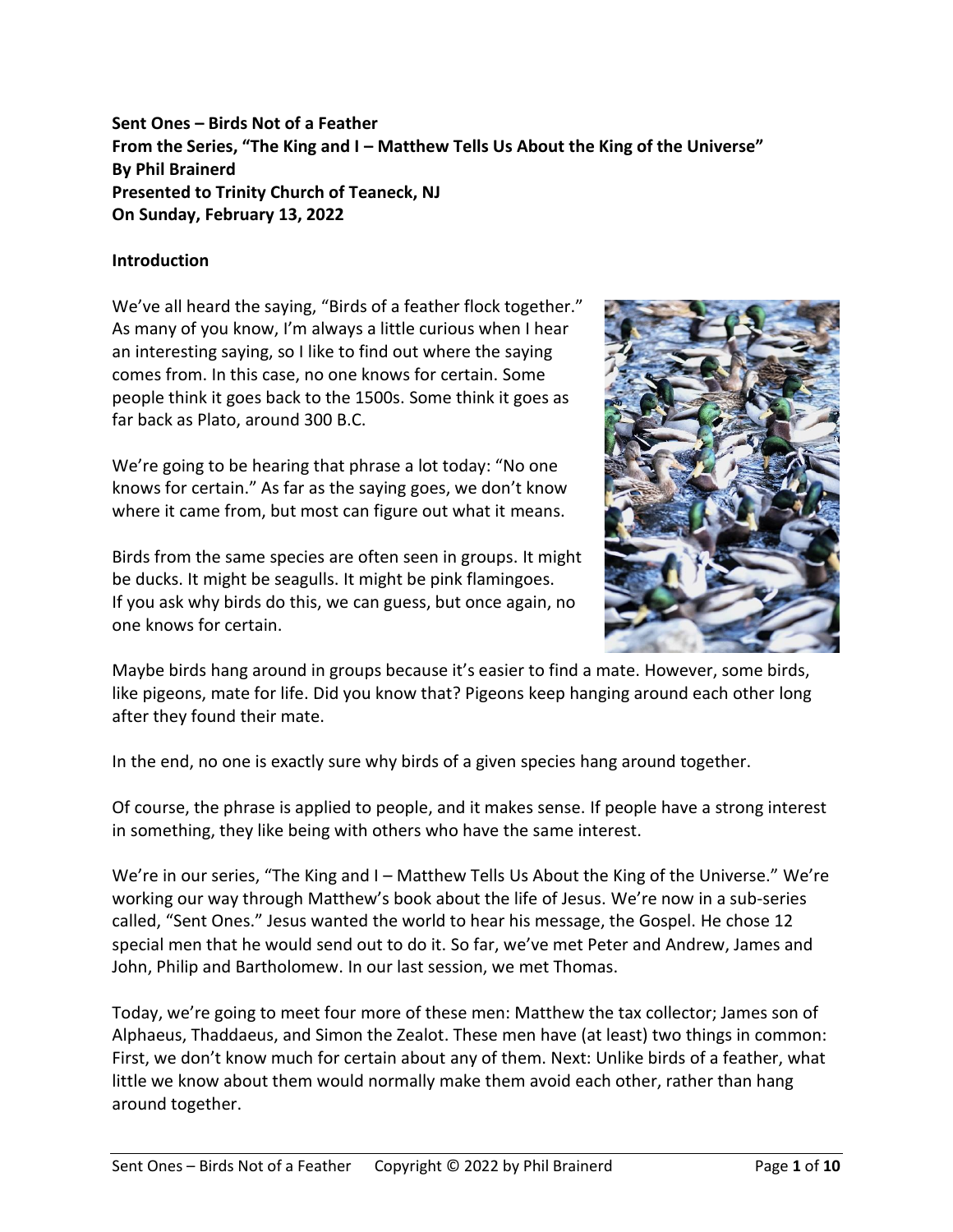**Sent Ones – Birds Not of a Feather**
**From the Series, "The King and I – Matthew Tells Us About the King of the Universe"**
**By Phil Brainerd**
**Presented to Trinity Church of Teaneck, NJ**
**On Sunday, February 13, 2022**

## Introduction

We've all heard the saying, "Birds of a feather flock together." As many of you know, I'm always a little curious when I hear an interesting saying, so I like to find out where the saying comes from. In this case, no one knows for certain. Some people think it goes back to the 1500s. Some think it goes as far back as Plato, around 300 B.C.

We're going to be hearing that phrase a lot today: "No one knows for certain." As far as the saying goes, we don't know where it came from, but most can figure out what it means.

Birds from the same species are often seen in groups. It might be ducks. It might be seagulls. It might be pink flamingoes. If you ask why birds do this, we can guess, but once again, no one knows for certain.

Maybe birds hang around in groups because it's easier to find a mate. However, some birds, like pigeons, mate for life. Did you know that? Pigeons keep hanging around each other long after they found their mate.

In the end, no one is exactly sure why birds of a given species hang around together.

Of course, the phrase is applied to people, and it makes sense. If people have a strong interest in something, they like being with others who have the same interest.

We're in our series, "The King and I – Matthew Tells Us About the King of the Universe." We're working our way through Matthew's book about the life of Jesus. We're now in a sub-series called, "Sent Ones." Jesus wanted the world to hear his message, the Gospel. He chose 12 special men that he would send out to do it. So far, we've met Peter and Andrew, James and John, Philip and Bartholomew. In our last session, we met Thomas.

Today, we're going to meet four more of these men: Matthew the tax collector; James son of Alphaeus, Thaddaeus, and Simon the Zealot. These men have (at least) two things in common: First, we don't know much for certain about any of them. Next: Unlike birds of a feather, what little we know about them would normally make them avoid each other, rather than hang around together.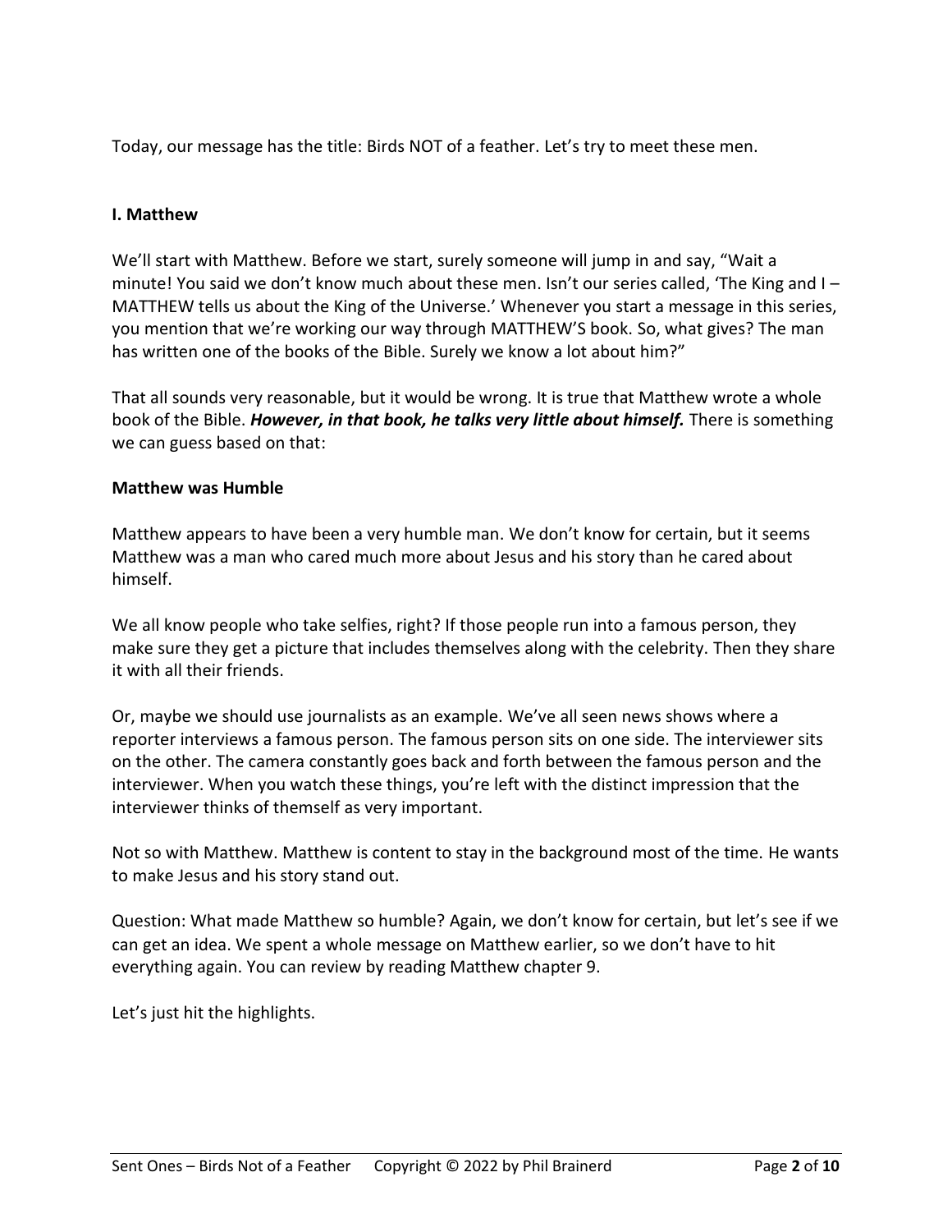Today, our message has the title: Birds NOT of a feather. Let's try to meet these men.

## I. Matthew

We'll start with Matthew. Before we start, surely someone will jump in and say, "Wait a minute! You said we don't know much about these men. Isn't our series called, 'The King and I – MATTHEW tells us about the King of the Universe.' Whenever you start a message in this series, you mention that we're working our way through MATTHEW'S book. So, what gives? The man has written one of the books of the Bible. Surely we know a lot about him?"

That all sounds very reasonable, but it would be wrong. It is true that Matthew wrote a whole book of the Bible. ***However, in that book, he talks very little about himself.*** There is something we can guess based on that:

### Matthew was Humble

Matthew appears to have been a very humble man. We don't know for certain, but it seems Matthew was a man who cared much more about Jesus and his story than he cared about himself.

We all know people who take selfies, right? If those people run into a famous person, they make sure they get a picture that includes themselves along with the celebrity. Then they share it with all their friends.

Or, maybe we should use journalists as an example. We've all seen news shows where a reporter interviews a famous person. The famous person sits on one side. The interviewer sits on the other. The camera constantly goes back and forth between the famous person and the interviewer. When you watch these things, you're left with the distinct impression that the interviewer thinks of themself as very important.

Not so with Matthew. Matthew is content to stay in the background most of the time. He wants to make Jesus and his story stand out.

Question: What made Matthew so humble? Again, we don't know for certain, but let's see if we can get an idea. We spent a whole message on Matthew earlier, so we don't have to hit everything again. You can review by reading Matthew chapter 9.

Let's just hit the highlights.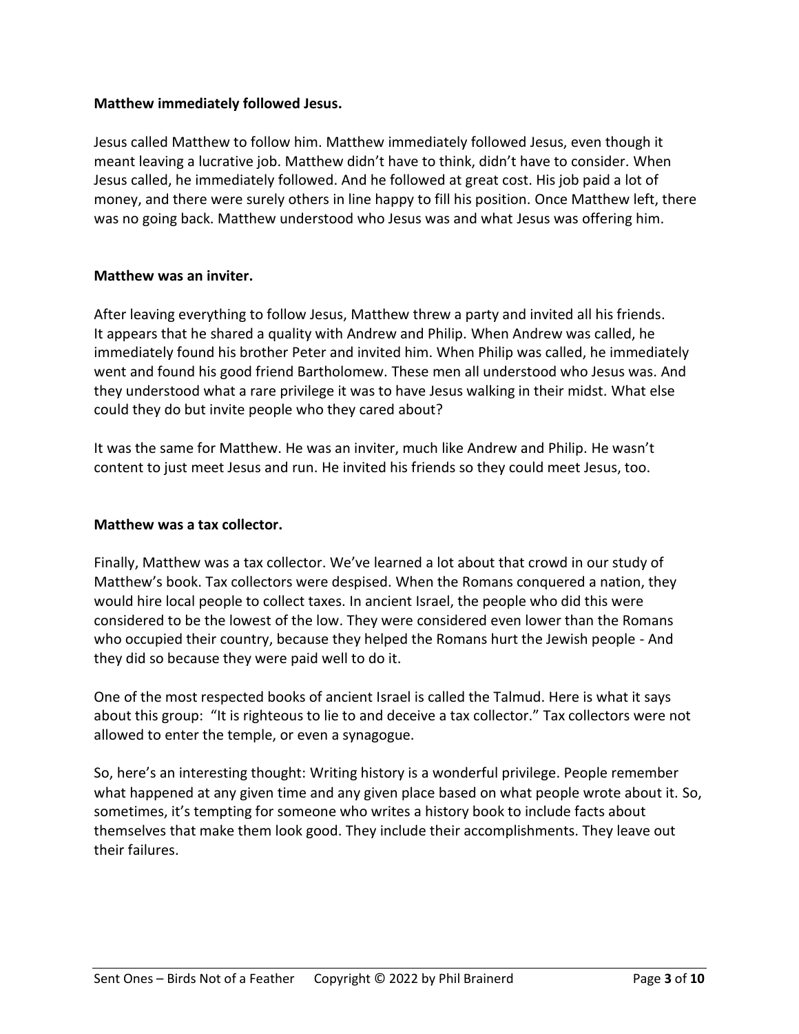**Matthew immediately followed Jesus.**

Jesus called Matthew to follow him. Matthew immediately followed Jesus, even though it meant leaving a lucrative job. Matthew didn't have to think, didn't have to consider. When Jesus called, he immediately followed. And he followed at great cost. His job paid a lot of money, and there were surely others in line happy to fill his position. Once Matthew left, there was no going back. Matthew understood who Jesus was and what Jesus was offering him.

**Matthew was an inviter.**

After leaving everything to follow Jesus, Matthew threw a party and invited all his friends. It appears that he shared a quality with Andrew and Philip. When Andrew was called, he immediately found his brother Peter and invited him. When Philip was called, he immediately went and found his good friend Bartholomew. These men all understood who Jesus was. And they understood what a rare privilege it was to have Jesus walking in their midst. What else could they do but invite people who they cared about?

It was the same for Matthew. He was an inviter, much like Andrew and Philip. He wasn't content to just meet Jesus and run. He invited his friends so they could meet Jesus, too.

**Matthew was a tax collector.**

Finally, Matthew was a tax collector. We've learned a lot about that crowd in our study of Matthew's book. Tax collectors were despised. When the Romans conquered a nation, they would hire local people to collect taxes. In ancient Israel, the people who did this were considered to be the lowest of the low. They were considered even lower than the Romans who occupied their country, because they helped the Romans hurt the Jewish people - And they did so because they were paid well to do it.

One of the most respected books of ancient Israel is called the Talmud. Here is what it says about this group: "It is righteous to lie to and deceive a tax collector." Tax collectors were not allowed to enter the temple, or even a synagogue.

So, here's an interesting thought: Writing history is a wonderful privilege. People remember what happened at any given time and any given place based on what people wrote about it. So, sometimes, it's tempting for someone who writes a history book to include facts about themselves that make them look good. They include their accomplishments. They leave out their failures.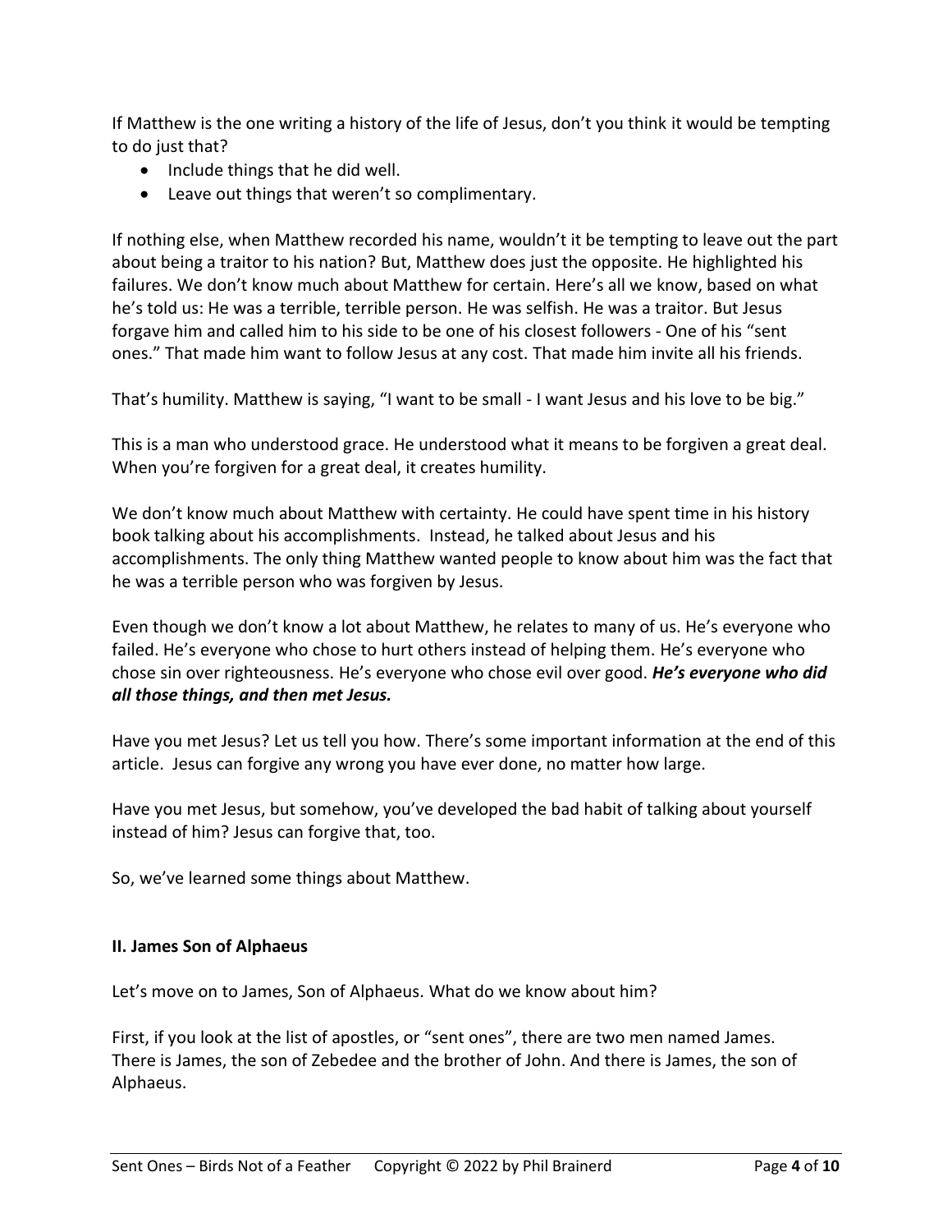If Matthew is the one writing a history of the life of Jesus, don't you think it would be tempting to do just that?

- Include things that he did well.
- Leave out things that weren't so complimentary.

If nothing else, when Matthew recorded his name, wouldn't it be tempting to leave out the part about being a traitor to his nation? But, Matthew does just the opposite. He highlighted his failures. We don't know much about Matthew for certain. Here's all we know, based on what he's told us: He was a terrible, terrible person. He was selfish. He was a traitor. But Jesus forgave him and called him to his side to be one of his closest followers - One of his "sent ones." That made him want to follow Jesus at any cost. That made him invite all his friends.

That's humility. Matthew is saying, "I want to be small - I want Jesus and his love to be big."

This is a man who understood grace. He understood what it means to be forgiven a great deal. When you're forgiven for a great deal, it creates humility.

We don't know much about Matthew with certainty. He could have spent time in his history book talking about his accomplishments. Instead, he talked about Jesus and his accomplishments. The only thing Matthew wanted people to know about him was the fact that he was a terrible person who was forgiven by Jesus.

Even though we don't know a lot about Matthew, he relates to many of us. He's everyone who failed. He's everyone who chose to hurt others instead of helping them. He's everyone who chose sin over righteousness. He's everyone who chose evil over good. ***He's everyone who did all those things, and then met Jesus.***

Have you met Jesus? Let us tell you how. There's some important information at the end of this article. Jesus can forgive any wrong you have ever done, no matter how large.

Have you met Jesus, but somehow, you've developed the bad habit of talking about yourself instead of him? Jesus can forgive that, too.

So, we've learned some things about Matthew.

### II. James Son of Alphaeus

Let's move on to James, Son of Alphaeus. What do we know about him?

First, if you look at the list of apostles, or "sent ones", there are two men named James. There is James, the son of Zebedee and the brother of John. And there is James, the son of Alphaeus.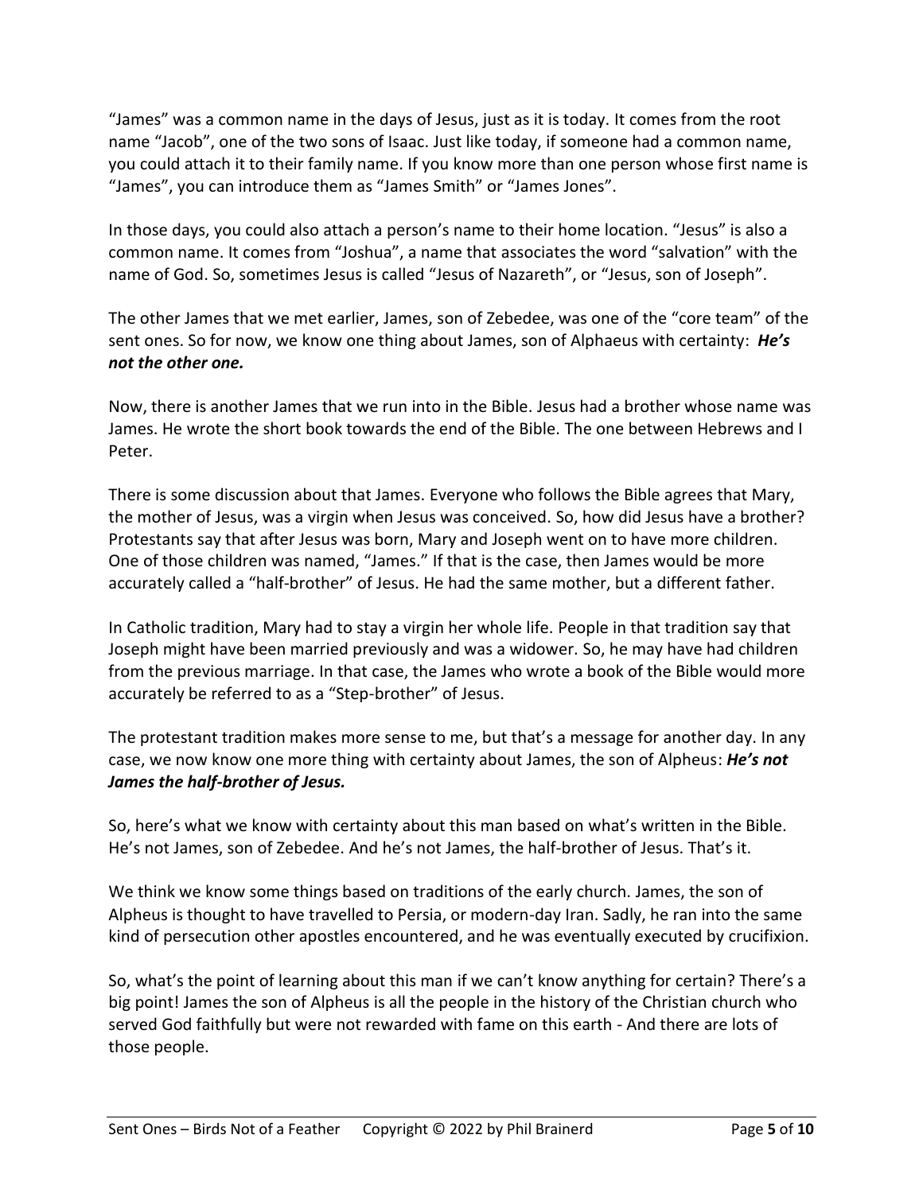"James" was a common name in the days of Jesus, just as it is today. It comes from the root name "Jacob", one of the two sons of Isaac. Just like today, if someone had a common name, you could attach it to their family name. If you know more than one person whose first name is "James", you can introduce them as "James Smith" or "James Jones".

In those days, you could also attach a person's name to their home location. "Jesus" is also a common name. It comes from "Joshua", a name that associates the word "salvation" with the name of God. So, sometimes Jesus is called "Jesus of Nazareth", or "Jesus, son of Joseph".

The other James that we met earlier, James, son of Zebedee, was one of the "core team" of the sent ones. So for now, we know one thing about James, son of Alphaeus with certainty: ***He's not the other one.***

Now, there is another James that we run into in the Bible. Jesus had a brother whose name was James. He wrote the short book towards the end of the Bible. The one between Hebrews and I Peter.

There is some discussion about that James. Everyone who follows the Bible agrees that Mary, the mother of Jesus, was a virgin when Jesus was conceived. So, how did Jesus have a brother? Protestants say that after Jesus was born, Mary and Joseph went on to have more children. One of those children was named, "James." If that is the case, then James would be more accurately called a "half-brother" of Jesus. He had the same mother, but a different father.

In Catholic tradition, Mary had to stay a virgin her whole life. People in that tradition say that Joseph might have been married previously and was a widower. So, he may have had children from the previous marriage. In that case, the James who wrote a book of the Bible would more accurately be referred to as a "Step-brother" of Jesus.

The protestant tradition makes more sense to me, but that's a message for another day. In any case, we now know one more thing with certainty about James, the son of Alpheus: ***He's not James the half-brother of Jesus.***

So, here's what we know with certainty about this man based on what's written in the Bible. He's not James, son of Zebedee. And he's not James, the half-brother of Jesus. That's it.

We think we know some things based on traditions of the early church. James, the son of Alpheus is thought to have travelled to Persia, or modern-day Iran. Sadly, he ran into the same kind of persecution other apostles encountered, and he was eventually executed by crucifixion.

So, what's the point of learning about this man if we can't know anything for certain? There's a big point! James the son of Alpheus is all the people in the history of the Christian church who served God faithfully but were not rewarded with fame on this earth - And there are lots of those people.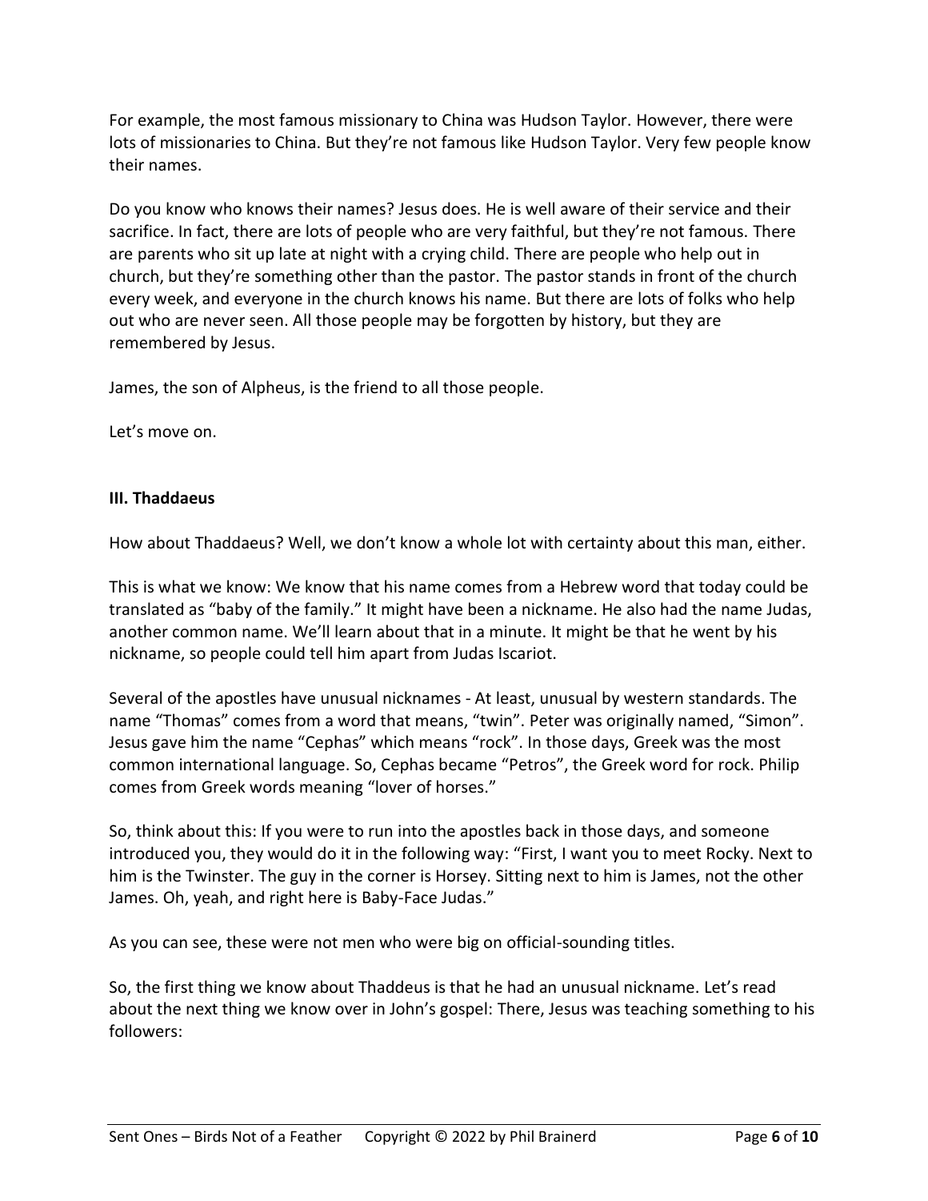For example, the most famous missionary to China was Hudson Taylor. However, there were lots of missionaries to China. But they're not famous like Hudson Taylor. Very few people know their names.

Do you know who knows their names? Jesus does. He is well aware of their service and their sacrifice. In fact, there are lots of people who are very faithful, but they're not famous. There are parents who sit up late at night with a crying child. There are people who help out in church, but they're something other than the pastor. The pastor stands in front of the church every week, and everyone in the church knows his name. But there are lots of folks who help out who are never seen. All those people may be forgotten by history, but they are remembered by Jesus.

James, the son of Alpheus, is the friend to all those people.

Let's move on.

### III. Thaddaeus

How about Thaddaeus? Well, we don't know a whole lot with certainty about this man, either.

This is what we know: We know that his name comes from a Hebrew word that today could be translated as "baby of the family." It might have been a nickname. He also had the name Judas, another common name. We'll learn about that in a minute. It might be that he went by his nickname, so people could tell him apart from Judas Iscariot.

Several of the apostles have unusual nicknames - At least, unusual by western standards. The name "Thomas" comes from a word that means, "twin". Peter was originally named, "Simon". Jesus gave him the name "Cephas" which means "rock". In those days, Greek was the most common international language. So, Cephas became "Petros", the Greek word for rock. Philip comes from Greek words meaning "lover of horses."

So, think about this: If you were to run into the apostles back in those days, and someone introduced you, they would do it in the following way: "First, I want you to meet Rocky. Next to him is the Twinster. The guy in the corner is Horsey. Sitting next to him is James, not the other James. Oh, yeah, and right here is Baby-Face Judas."

As you can see, these were not men who were big on official-sounding titles.

So, the first thing we know about Thaddeus is that he had an unusual nickname. Let's read about the next thing we know over in John's gospel: There, Jesus was teaching something to his followers: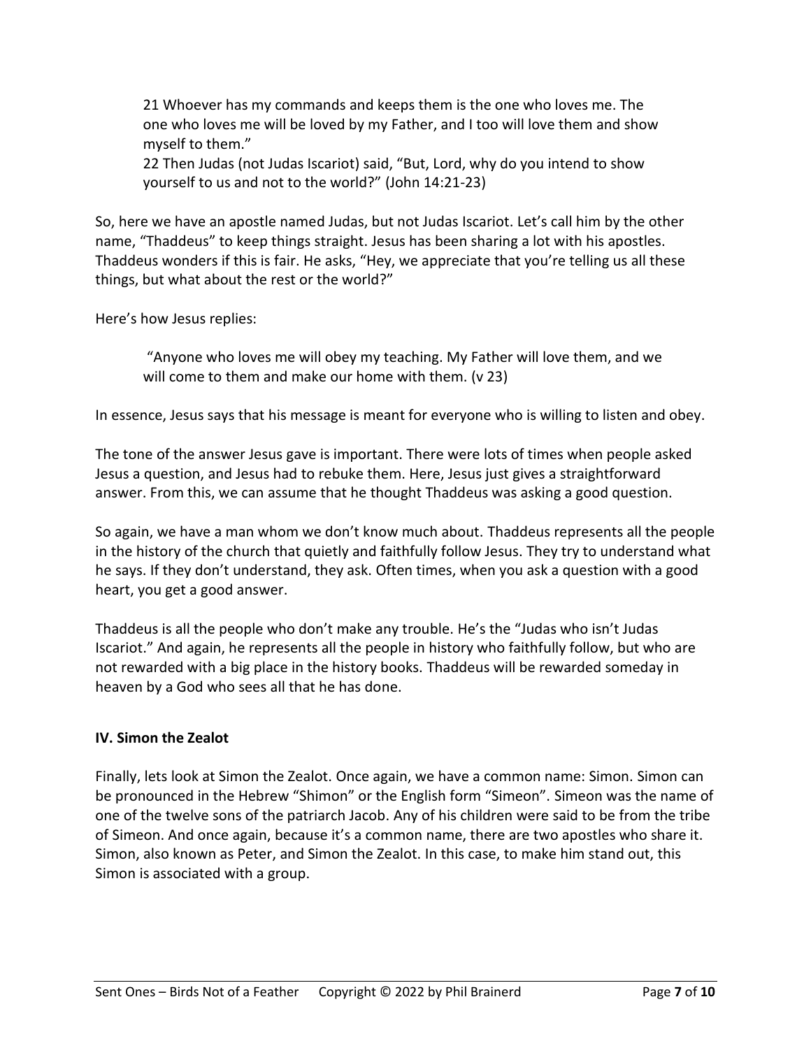> 21 Whoever has my commands and keeps them is the one who loves me. The one who loves me will be loved by my Father, and I too will love them and show myself to them."
> 22 Then Judas (not Judas Iscariot) said, "But, Lord, why do you intend to show yourself to us and not to the world?" (John 14:21-23)

So, here we have an apostle named Judas, but not Judas Iscariot. Let's call him by the other name, "Thaddeus" to keep things straight. Jesus has been sharing a lot with his apostles. Thaddeus wonders if this is fair. He asks, "Hey, we appreciate that you're telling us all these things, but what about the rest or the world?"

Here's how Jesus replies:

> "Anyone who loves me will obey my teaching. My Father will love them, and we will come to them and make our home with them. (v 23)

In essence, Jesus says that his message is meant for everyone who is willing to listen and obey.

The tone of the answer Jesus gave is important. There were lots of times when people asked Jesus a question, and Jesus had to rebuke them. Here, Jesus just gives a straightforward answer. From this, we can assume that he thought Thaddeus was asking a good question.

So again, we have a man whom we don't know much about. Thaddeus represents all the people in the history of the church that quietly and faithfully follow Jesus. They try to understand what he says. If they don't understand, they ask. Often times, when you ask a question with a good heart, you get a good answer.

Thaddeus is all the people who don't make any trouble. He's the "Judas who isn't Judas Iscariot." And again, he represents all the people in history who faithfully follow, but who are not rewarded with a big place in the history books. Thaddeus will be rewarded someday in heaven by a God who sees all that he has done.

**IV. Simon the Zealot**

Finally, lets look at Simon the Zealot. Once again, we have a common name: Simon. Simon can be pronounced in the Hebrew "Shimon" or the English form "Simeon". Simeon was the name of one of the twelve sons of the patriarch Jacob. Any of his children were said to be from the tribe of Simeon. And once again, because it's a common name, there are two apostles who share it. Simon, also known as Peter, and Simon the Zealot. In this case, to make him stand out, this Simon is associated with a group.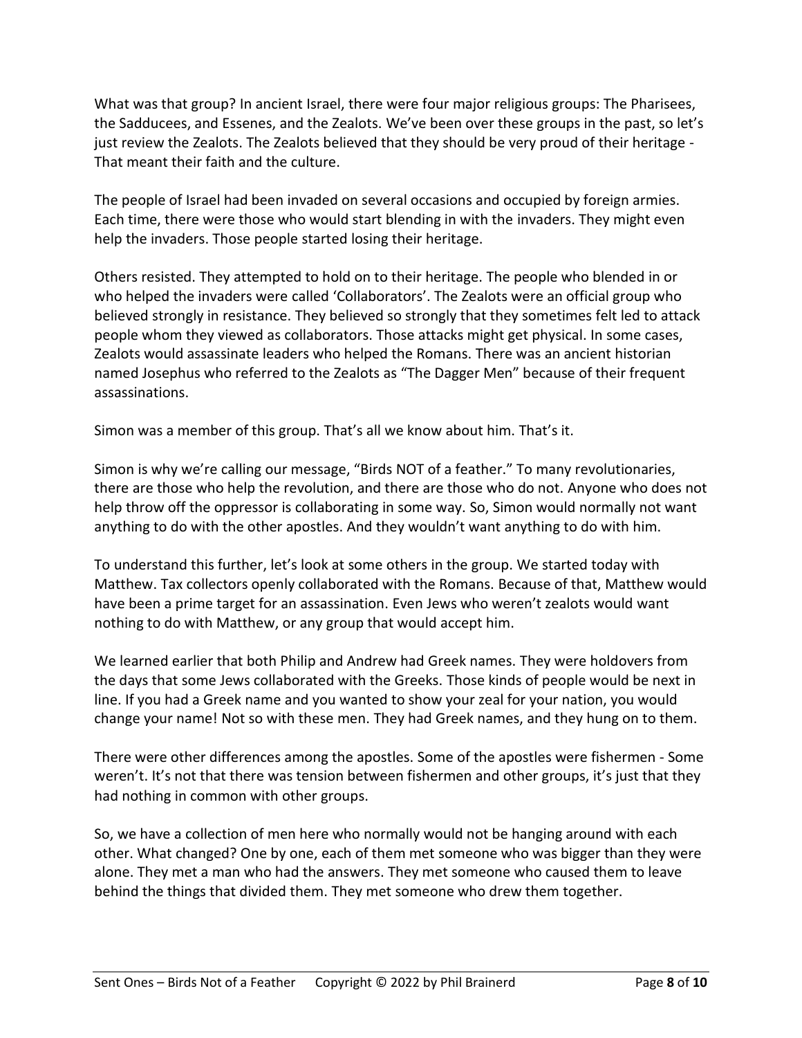What was that group? In ancient Israel, there were four major religious groups: The Pharisees, the Sadducees, and Essenes, and the Zealots. We've been over these groups in the past, so let's just review the Zealots. The Zealots believed that they should be very proud of their heritage - That meant their faith and the culture.

The people of Israel had been invaded on several occasions and occupied by foreign armies. Each time, there were those who would start blending in with the invaders. They might even help the invaders. Those people started losing their heritage.

Others resisted. They attempted to hold on to their heritage. The people who blended in or who helped the invaders were called 'Collaborators'. The Zealots were an official group who believed strongly in resistance. They believed so strongly that they sometimes felt led to attack people whom they viewed as collaborators. Those attacks might get physical. In some cases, Zealots would assassinate leaders who helped the Romans. There was an ancient historian named Josephus who referred to the Zealots as "The Dagger Men" because of their frequent assassinations.

Simon was a member of this group. That's all we know about him. That's it.

Simon is why we're calling our message, "Birds NOT of a feather." To many revolutionaries, there are those who help the revolution, and there are those who do not. Anyone who does not help throw off the oppressor is collaborating in some way. So, Simon would normally not want anything to do with the other apostles. And they wouldn't want anything to do with him.

To understand this further, let's look at some others in the group. We started today with Matthew. Tax collectors openly collaborated with the Romans. Because of that, Matthew would have been a prime target for an assassination. Even Jews who weren't zealots would want nothing to do with Matthew, or any group that would accept him.

We learned earlier that both Philip and Andrew had Greek names. They were holdovers from the days that some Jews collaborated with the Greeks. Those kinds of people would be next in line. If you had a Greek name and you wanted to show your zeal for your nation, you would change your name! Not so with these men. They had Greek names, and they hung on to them.

There were other differences among the apostles. Some of the apostles were fishermen - Some weren't. It's not that there was tension between fishermen and other groups, it's just that they had nothing in common with other groups.

So, we have a collection of men here who normally would not be hanging around with each other. What changed? One by one, each of them met someone who was bigger than they were alone. They met a man who had the answers. They met someone who caused them to leave behind the things that divided them. They met someone who drew them together.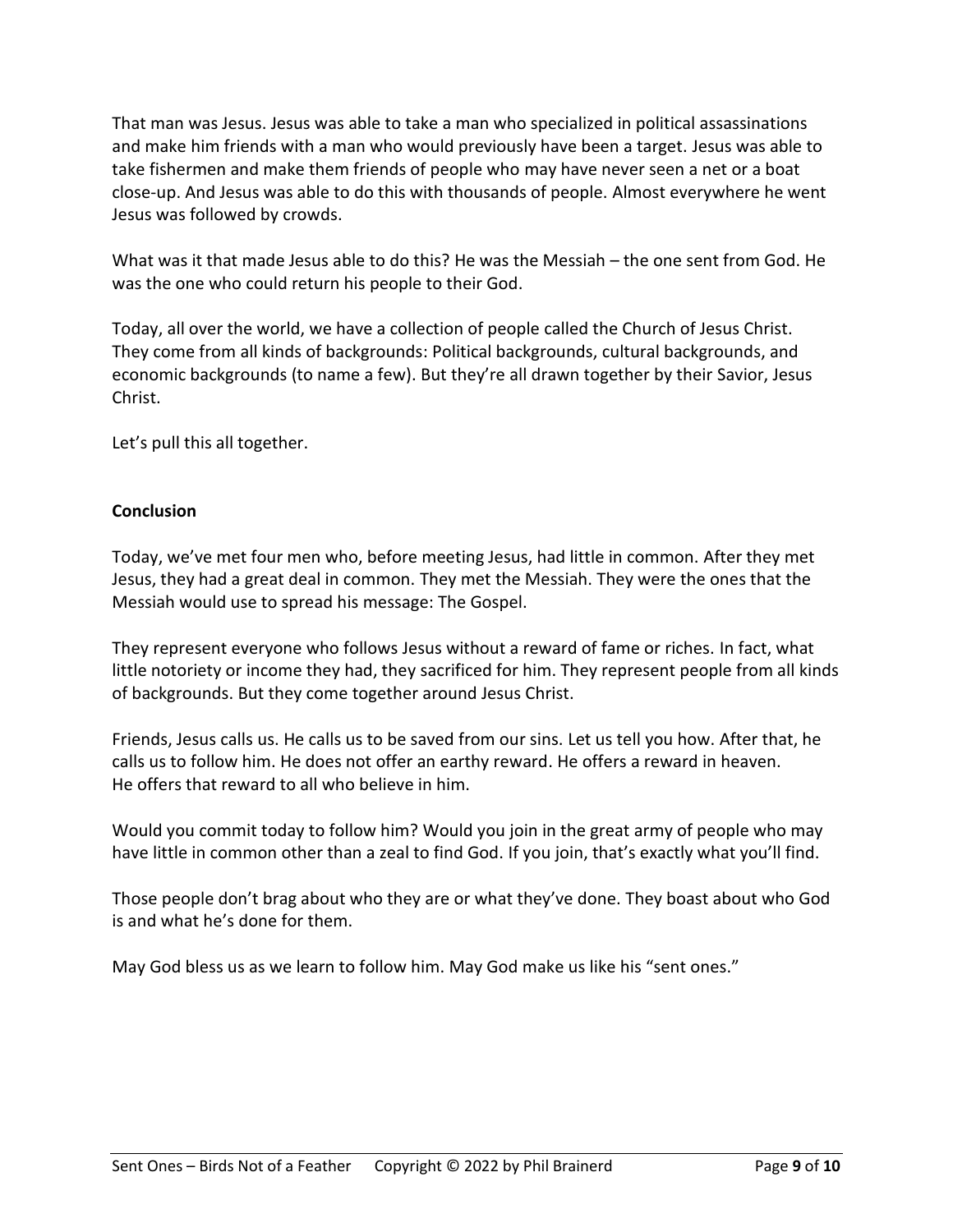That man was Jesus. Jesus was able to take a man who specialized in political assassinations and make him friends with a man who would previously have been a target. Jesus was able to take fishermen and make them friends of people who may have never seen a net or a boat close-up. And Jesus was able to do this with thousands of people. Almost everywhere he went Jesus was followed by crowds.

What was it that made Jesus able to do this? He was the Messiah – the one sent from God. He was the one who could return his people to their God.

Today, all over the world, we have a collection of people called the Church of Jesus Christ. They come from all kinds of backgrounds: Political backgrounds, cultural backgrounds, and economic backgrounds (to name a few). But they're all drawn together by their Savior, Jesus Christ.

Let's pull this all together.

**Conclusion**

Today, we've met four men who, before meeting Jesus, had little in common. After they met Jesus, they had a great deal in common. They met the Messiah. They were the ones that the Messiah would use to spread his message: The Gospel.

They represent everyone who follows Jesus without a reward of fame or riches. In fact, what little notoriety or income they had, they sacrificed for him. They represent people from all kinds of backgrounds. But they come together around Jesus Christ.

Friends, Jesus calls us. He calls us to be saved from our sins. Let us tell you how. After that, he calls us to follow him. He does not offer an earthy reward. He offers a reward in heaven. He offers that reward to all who believe in him.

Would you commit today to follow him? Would you join in the great army of people who may have little in common other than a zeal to find God. If you join, that's exactly what you'll find.

Those people don't brag about who they are or what they've done. They boast about who God is and what he's done for them.

May God bless us as we learn to follow him. May God make us like his "sent ones."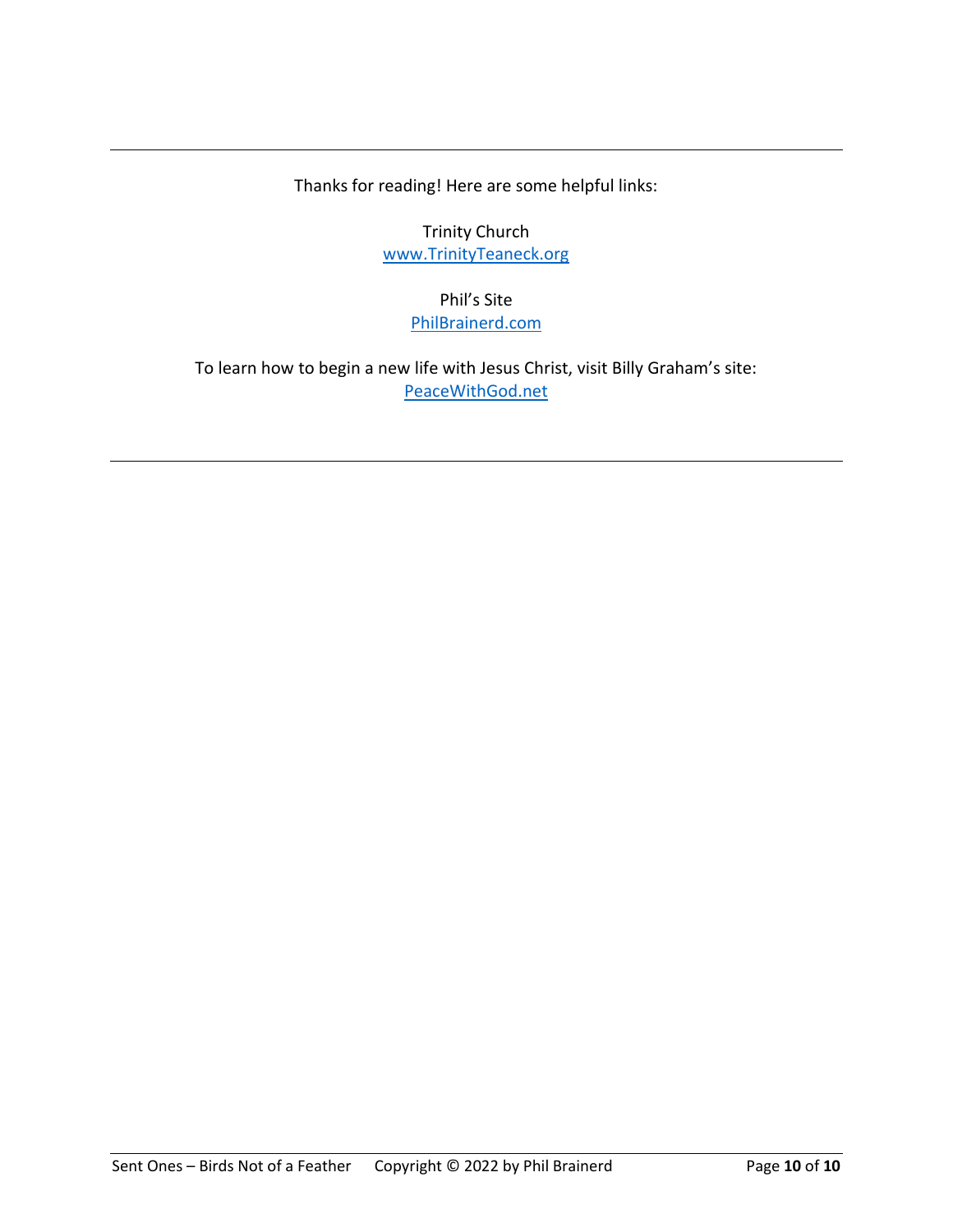---

Thanks for reading! Here are some helpful links:

Trinity Church
[www.TrinityTeaneck.org](http://www.TrinityTeaneck.org)

Phil's Site
[PhilBrainerd.com](http://PhilBrainerd.com)

To learn how to begin a new life with Jesus Christ, visit Billy Graham's site:
[PeaceWithGod.net](http://PeaceWithGod.net)

---